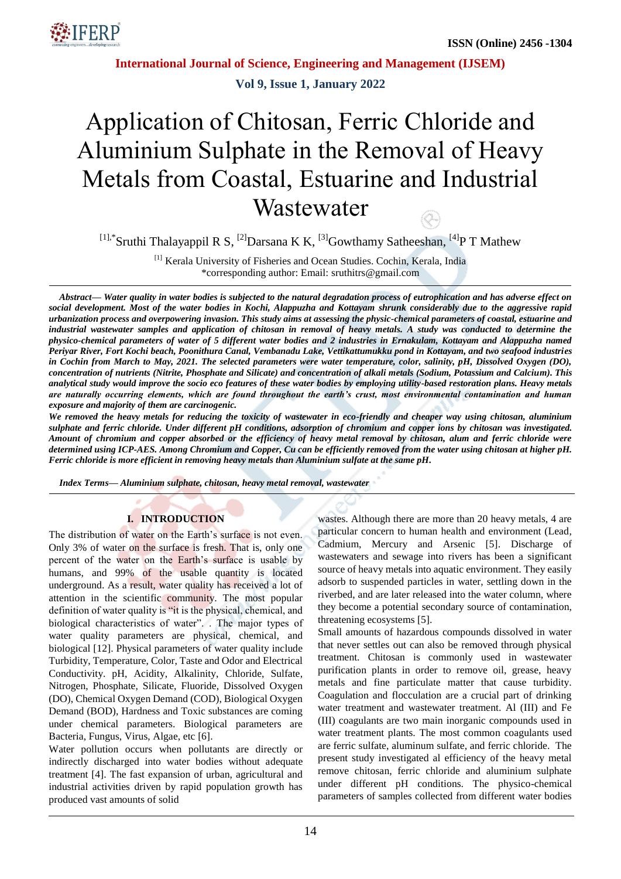# Application of Chitosan, Ferric Chloride and Aluminium Sulphate in the Removal of Heavy Metals from Coastal, Estuarine and Industrial Wastewater

[1],*Sruthi Thalayappil R S, [2]Darsana K K, [3]Gowthamy Satheeshan, [4]P T Mathew

[1] Kerala University of Fisheries and Ocean Studies. Cochin, Kerala, India
*corresponding author: Email: sruthitrs@gmail.com

***Abstract*— Water quality in water bodies is subjected to the natural degradation process of eutrophication and has adverse effect on social development. Most of the water bodies in Kochi, Alappuzha and Kottayam shrunk considerably due to the aggressive rapid urbanization process and overpowering invasion. This study aims at assessing the physic-chemical parameters of coastal, estuarine and industrial wastewater samples and application of chitosan in removal of heavy metals. A study was conducted to determine the physico-chemical parameters of water of 5 different water bodies and 2 industries in Ernakulam, Kottayam and Alappuzha named Periyar River, Fort Kochi beach, Poonithura Canal, Vembanadu Lake, Vettikattumukku pond in Kottayam, and two seafood industries in Cochin from March to May, 2021. The selected parameters were water temperature, color, salinity, pH, Dissolved Oxygen (DO), concentration of nutrients (Nitrite, Phosphate and Silicate) and concentration of alkali metals (Sodium, Potassium and Calcium). This analytical study would improve the socio eco features of these water bodies by employing utility-based restoration plans. Heavy metals are naturally occurring elements, which are found throughout the earth's crust, most environmental contamination and human exposure and majority of them are carcinogenic.**

***We removed the heavy metals for reducing the toxicity of wastewater in eco-friendly and cheaper way using chitosan, aluminium sulphate and ferric chloride. Under different pH conditions, adsorption of chromium and copper ions by chitosan was investigated. Amount of chromium and copper absorbed or the efficiency of heavy metal removal by chitosan, alum and ferric chloride were determined using ICP-AES. Among Chromium and Copper, Cu can be efficiently removed from the water using chitosan at higher pH. Ferric chloride is more efficient in removing heavy metals than Aluminium sulfate at the same pH.***

***Index Terms*— Aluminium sulphate, chitosan, heavy metal removal, wastewater**

## I. INTRODUCTION

The distribution of water on the Earth's surface is not even. Only 3% of water on the surface is fresh. That is, only one percent of the water on the Earth's surface is usable by humans, and 99% of the usable quantity is located underground. As a result, water quality has received a lot of attention in the scientific community. The most popular definition of water quality is "it is the physical, chemical, and biological characteristics of water". . The major types of water quality parameters are physical, chemical, and biological [12]. Physical parameters of water quality include Turbidity, Temperature, Color, Taste and Odor and Electrical Conductivity. pH, Acidity, Alkalinity, Chloride, Sulfate, Nitrogen, Phosphate, Silicate, Fluoride, Dissolved Oxygen (DO), Chemical Oxygen Demand (COD), Biological Oxygen Demand (BOD), Hardness and Toxic substances are coming under chemical parameters. Biological parameters are Bacteria, Fungus, Virus, Algae, etc [6].

Water pollution occurs when pollutants are directly or indirectly discharged into water bodies without adequate treatment [4]. The fast expansion of urban, agricultural and industrial activities driven by rapid population growth has produced vast amounts of solid wastes. Although there are more than 20 heavy metals, 4 are particular concern to human health and environment (Lead, Cadmium, Mercury and Arsenic [5]. Discharge of wastewaters and sewage into rivers has been a significant source of heavy metals into aquatic environment. They easily adsorb to suspended particles in water, settling down in the riverbed, and are later released into the water column, where they become a potential secondary source of contamination, threatening ecosystems [5].

Small amounts of hazardous compounds dissolved in water that never settles out can also be removed through physical treatment. Chitosan is commonly used in wastewater purification plants in order to remove oil, grease, heavy metals and fine particulate matter that cause turbidity. Coagulation and flocculation are a crucial part of drinking water treatment and wastewater treatment. Al (III) and Fe (III) coagulants are two main inorganic compounds used in water treatment plants. The most common coagulants used are ferric sulfate, aluminum sulfate, and ferric chloride. The present study investigated al efficiency of the heavy metal remove chitosan, ferric chloride and aluminium sulphate under different pH conditions. The physico-chemical parameters of samples collected from different water bodies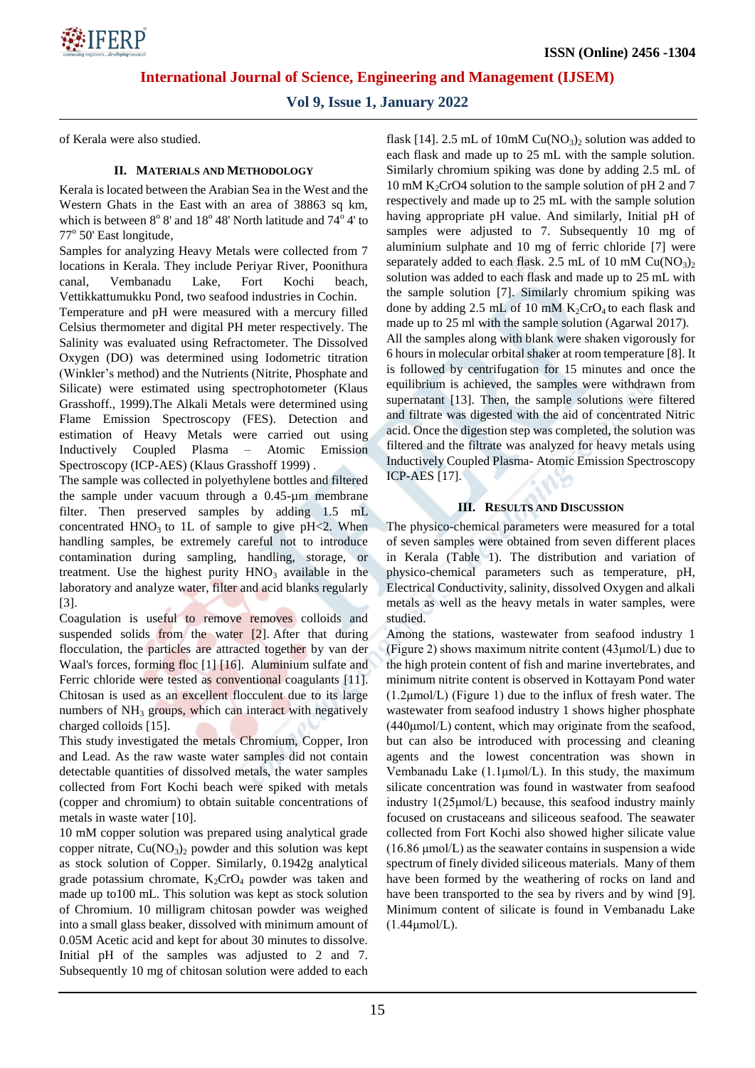of Kerala were also studied.

## II. Materials and Methodology

Kerala is located between the Arabian Sea in the West and the Western Ghats in the East with an area of 38863 sq km, which is between 8° 8' and 18° 48' North latitude and 74° 4' to 77° 50' East longitude,

Samples for analyzing Heavy Metals were collected from 7 locations in Kerala. They include Periyar River, Poonithura canal, Vembanadu Lake, Fort Kochi beach, Vettikkattumukku Pond, two seafood industries in Cochin.

Temperature and pH were measured with a mercury filled Celsius thermometer and digital PH meter respectively. The Salinity was evaluated using Refractometer. The Dissolved Oxygen (DO) was determined using Iodometric titration (Winkler's method) and the Nutrients (Nitrite, Phosphate and Silicate) were estimated using spectrophotometer (Klaus Grasshoff., 1999).The Alkali Metals were determined using Flame Emission Spectroscopy (FES). Detection and estimation of Heavy Metals were carried out using Inductively Coupled Plasma – Atomic Emission Spectroscopy (ICP-AES) (Klaus Grasshoff 1999) .

The sample was collected in polyethylene bottles and filtered the sample under vacuum through a 0.45-µm membrane filter. Then preserved samples by adding 1.5 mL concentrated $HNO_3$ to 1L of sample to give pH<2. When handling samples, be extremely careful not to introduce contamination during sampling, handling, storage, or treatment. Use the highest purity $HNO_3$ available in the laboratory and analyze water, filter and acid blanks regularly [3].

Coagulation is useful to remove removes colloids and suspended solids from the water [2]. After that during flocculation, the particles are attracted together by van der Waal's forces, forming floc [1] [16]. Aluminium sulfate and Ferric chloride were tested as conventional coagulants [11]. Chitosan is used as an excellent flocculent due to its large numbers of $NH_3$ groups, which can interact with negatively charged colloids [15].

This study investigated the metals Chromium, Copper, Iron and Lead. As the raw waste water samples did not contain detectable quantities of dissolved metals, the water samples collected from Fort Kochi beach were spiked with metals (copper and chromium) to obtain suitable concentrations of metals in waste water [10].

10 mM copper solution was prepared using analytical grade copper nitrate, $Cu(NO_3)_2$ powder and this solution was kept as stock solution of Copper. Similarly, 0.1942g analytical grade potassium chromate, $K_2CrO_4$ powder was taken and made up to100 mL. This solution was kept as stock solution of Chromium. 10 milligram chitosan powder was weighed into a small glass beaker, dissolved with minimum amount of 0.05M Acetic acid and kept for about 30 minutes to dissolve. Initial pH of the samples was adjusted to 2 and 7. Subsequently 10 mg of chitosan solution were added to each flask [14]. 2.5 mL of 10mM $Cu(NO_3)_2$ solution was added to each flask and made up to 25 mL with the sample solution. Similarly chromium spiking was done by adding 2.5 mL of 10 mM $K_2CrO4$ solution to the sample solution of pH 2 and 7 respectively and made up to 25 mL with the sample solution having appropriate pH value. And similarly, Initial pH of samples were adjusted to 7. Subsequently 10 mg of aluminium sulphate and 10 mg of ferric chloride [7] were separately added to each flask. 2.5 mL of 10 mM $Cu(NO_3)_2$ solution was added to each flask and made up to 25 mL with the sample solution [7]. Similarly chromium spiking was done by adding 2.5 mL of 10 mM $K_2CrO_4$ to each flask and made up to 25 ml with the sample solution (Agarwal 2017).

All the samples along with blank were shaken vigorously for 6 hours in molecular orbital shaker at room temperature [8]. It is followed by centrifugation for 15 minutes and once the equilibrium is achieved, the samples were withdrawn from supernatant [13]. Then, the sample solutions were filtered and filtrate was digested with the aid of concentrated Nitric acid. Once the digestion step was completed, the solution was filtered and the filtrate was analyzed for heavy metals using Inductively Coupled Plasma- Atomic Emission Spectroscopy ICP-AES [17].

## III. Results and Discussion

The physico-chemical parameters were measured for a total of seven samples were obtained from seven different places in Kerala (Table 1). The distribution and variation of physico-chemical parameters such as temperature, pH, Electrical Conductivity, salinity, dissolved Oxygen and alkali metals as well as the heavy metals in water samples, were studied.

Among the stations, wastewater from seafood industry 1 (Figure 2) shows maximum nitrite content (43µmol/L) due to the high protein content of fish and marine invertebrates, and minimum nitrite content is observed in Kottayam Pond water (1.2µmol/L) (Figure 1) due to the influx of fresh water. The wastewater from seafood industry 1 shows higher phosphate (440µmol/L) content, which may originate from the seafood, but can also be introduced with processing and cleaning agents and the lowest concentration was shown in Vembanadu Lake (1.1µmol/L). In this study, the maximum silicate concentration was found in wastwater from seafood industry 1(25µmol/L) because, this seafood industry mainly focused on crustaceans and siliceous seafood. The seawater collected from Fort Kochi also showed higher silicate value (16.86 µmol/L) as the seawater contains in suspension a wide spectrum of finely divided siliceous materials. Many of them have been formed by the weathering of rocks on land and have been transported to the sea by rivers and by wind [9]. Minimum content of silicate is found in Vembanadu Lake (1.44µmol/L).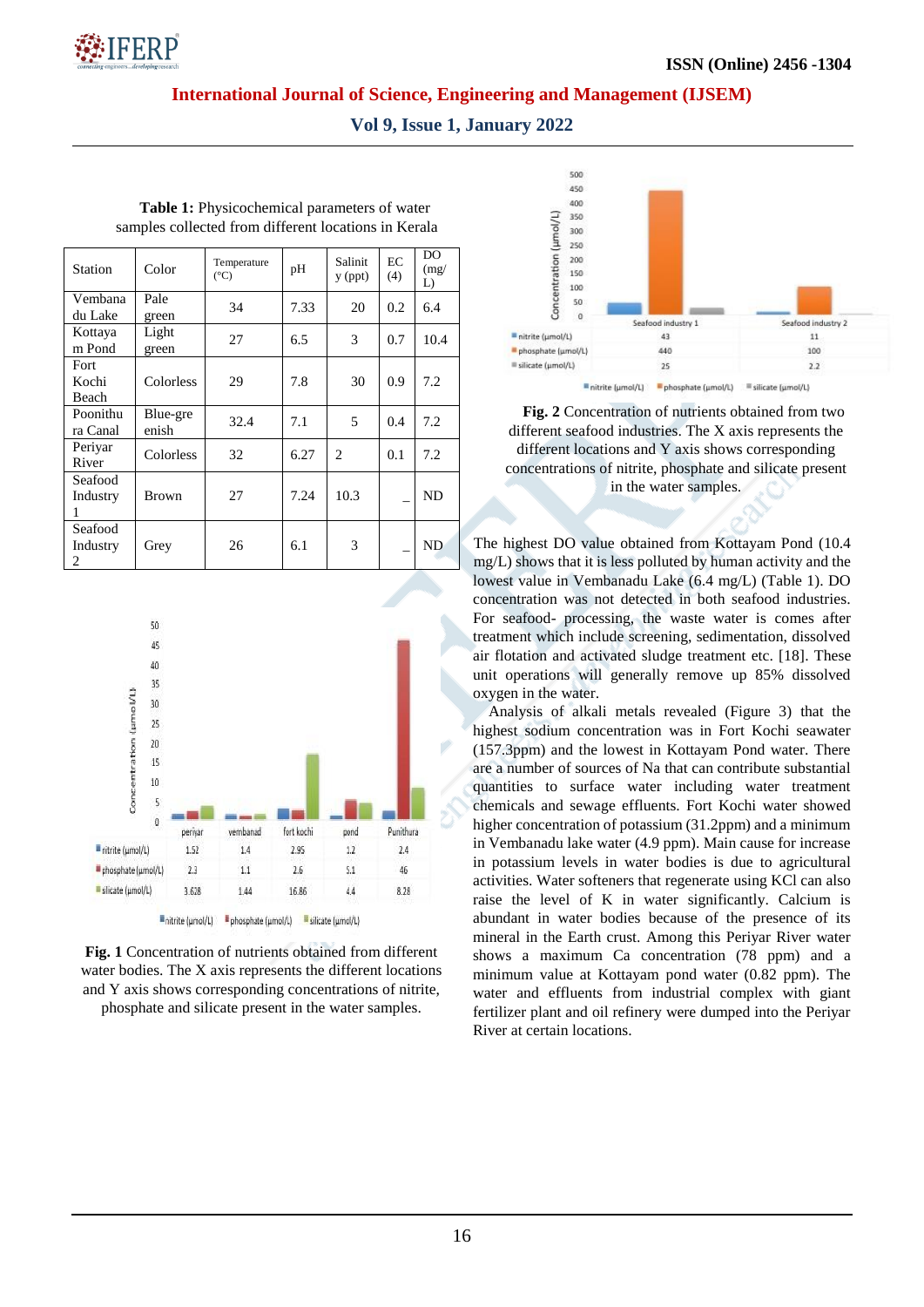**Table 1:** Physicochemical parameters of water samples collected from different locations in Kerala

| Station | Color | Temperature (°C) | pH | Salinity (ppt) | EC (4) | DO (mg/L) |
|---|---|---|---|---|---|---|
| Vembanadu Lake | Pale green | 34 | 7.33 | 20 | 0.2 | 6.4 |
| Kottayam Pond | Light green | 27 | 6.5 | 3 | 0.7 | 10.4 |
| Fort Kochi Beach | Colorless | 29 | 7.8 | 30 | 0.9 | 7.2 |
| Poonithura Canal | Blue-greenish | 32.4 | 7.1 | 5 | 0.4 | 7.2 |
| Periyar River | Colorless | 32 | 6.27 | 2 | 0.1 | 7.2 |
| Seafood Industry 1 | Brown | 27 | 7.24 | 10.3 | _ | ND |
| Seafood Industry 2 | Grey | 26 | 6.1 | 3 | _ | ND |

**Fig. 1** Concentration of nutrients obtained from different water bodies. The X axis represents the different locations and Y axis shows corresponding concentrations of nitrite, phosphate and silicate present in the water samples.

**Fig. 2** Concentration of nutrients obtained from two different seafood industries. The X axis represents the different locations and Y axis shows corresponding concentrations of nitrite, phosphate and silicate present in the water samples.

The highest DO value obtained from Kottayam Pond (10.4 mg/L) shows that it is less polluted by human activity and the lowest value in Vembanadu Lake (6.4 mg/L) (Table 1). DO concentration was not detected in both seafood industries. For seafood- processing, the waste water is comes after treatment which include screening, sedimentation, dissolved air flotation and activated sludge treatment etc. [18]. These unit operations will generally remove up 85% dissolved oxygen in the water.

Analysis of alkali metals revealed (Figure 3) that the highest sodium concentration was in Fort Kochi seawater (157.3ppm) and the lowest in Kottayam Pond water. There are a number of sources of Na that can contribute substantial quantities to surface water including water treatment chemicals and sewage effluents. Fort Kochi water showed higher concentration of potassium (31.2ppm) and a minimum in Vembanadu lake water (4.9 ppm). Main cause for increase in potassium levels in water bodies is due to agricultural activities. Water softeners that regenerate using KCl can also raise the level of K in water significantly. Calcium is abundant in water bodies because of the presence of its mineral in the Earth crust. Among this Periyar River water shows a maximum Ca concentration (78 ppm) and a minimum value at Kottayam pond water (0.82 ppm). The water and effluents from industrial complex with giant fertilizer plant and oil refinery were dumped into the Periyar River at certain locations.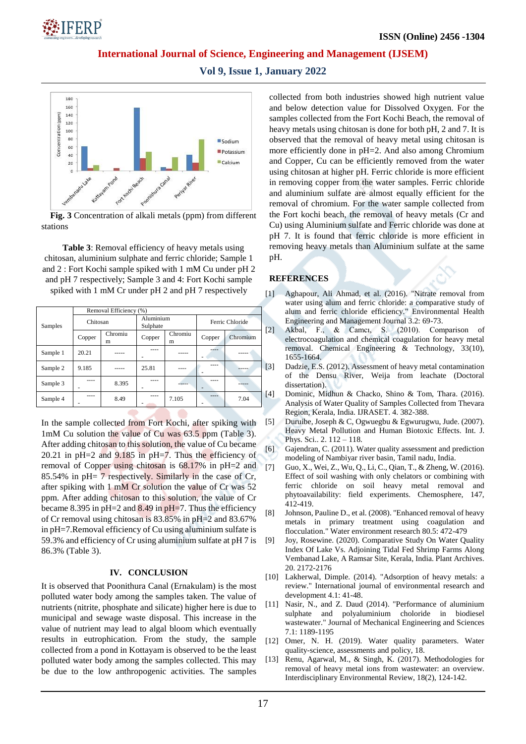**Fig. 3** Concentration of alkali metals (ppm) from different stations

**Table 3**: Removal efficiency of heavy metals using chitosan, aluminium sulphate and ferric chloride; Sample 1 and 2 : Fort Kochi sample spiked with 1 mM Cu under pH 2 and pH 7 respectively; Sample 3 and 4: Fort Kochi sample spiked with 1 mM Cr under pH 2 and pH 7 respectively

| Samples | Removal Efficiency (%) | | | | | |
|---|---|---|---|---|---|---|
| | Chitosan | | Aluminium Sulphate | | Ferric Chloride | |
| | Copper | Chromium | Copper | Chromium | Copper | Chromium |
| Sample 1 | 20.21 | ----- | ----- | ----- | ----- | ----- |
| Sample 2 | 9.185 | ----- | 25.81 | ---- | ----- | ----- |
| Sample 3 | ----- | 8.395 | ----- | ----- | ----- | ----- |
| Sample 4 | ----- | 8.49 | ----- | 7.105 | ----- | 7.04 |

In the sample collected from Fort Kochi, after spiking with 1mM Cu solution the value of Cu was 63.5 ppm (Table 3). After adding chitosan to this solution, the value of Cu became 20.21 in pH=2 and 9.185 in pH=7. Thus the efficiency of removal of Copper using chitosan is 68.17% in pH=2 and 85.54% in pH= 7 respectively. Similarly in the case of Cr, after spiking with 1 mM Cr solution the value of Cr was 52 ppm. After adding chitosan to this solution, the value of Cr became 8.395 in pH=2 and 8.49 in pH=7. Thus the efficiency of Cr removal using chitosan is 83.85% in pH=2 and 83.67% in pH=7.Removal efficiency of Cu using aluminium sulfate is 59.3% and efficiency of Cr using aluminium sulfate at pH 7 is 86.3% (Table 3).

## IV. CONCLUSION

It is observed that Poonithura Canal (Ernakulam) is the most polluted water body among the samples taken. The value of nutrients (nitrite, phosphate and silicate) higher here is due to municipal and sewage waste disposal. This increase in the value of nutrient may lead to algal bloom which eventually results in eutrophication. From the study, the sample collected from a pond in Kottayam is observed to be the least polluted water body among the samples collected. This may be due to the low anthropogenic activities. The samples collected from both industries showed high nutrient value and below detection value for Dissolved Oxygen. For the samples collected from the Fort Kochi Beach, the removal of heavy metals using chitosan is done for both pH, 2 and 7. It is observed that the removal of heavy metal using chitosan is more efficiently done in pH=2. And also among Chromium and Copper, Cu can be efficiently removed from the water using chitosan at higher pH. Ferric chloride is more efficient in removing copper from the water samples. Ferric chloride and aluminium sulfate are almost equally efficient for the removal of chromium. For the water sample collected from the Fort kochi beach, the removal of heavy metals (Cr and Cu) using Aluminium sulfate and Ferric chloride was done at pH 7. It is found that ferric chloride is more efficient in removing heavy metals than Aluminium sulfate at the same pH.

## REFERENCES

[1] Aghapour, Ali Ahmad, et al. (2016). "Nitrate removal from water using alum and ferric chloride: a comparative study of alum and ferric chloride efficiency." Environmental Health Engineering and Management Journal 3.2: 69-73.

[2] Akbal, F., & Camcı, S. (2010). Comparison of electrocoagulation and chemical coagulation for heavy metal removal. Chemical Engineering & Technology, 33(10), 1655-1664.

[3] Dadzie, E.S. (2012). Assessment of heavy metal contamination of the Densu River, Weija from leachate (Doctoral dissertation).

[4] Dominic, Midhun & Chacko, Shino & Tom, Thara. (2016). Analysis of Water Quality of Samples Collected from Thevara Region, Kerala, India. IJRASET. 4. 382-388.

[5] Duruibe, Joseph & C, Ogwuegbu & Egwurugwu, Jude. (2007). Heavy Metal Pollution and Human Biotoxic Effects. Int. J. Phys. Sci.. 2. 112 – 118.

[6] Gajendran, C. (2011). Water quality assessment and prediction modeling of Nambiyar river basin, Tamil nadu, India.

[7] Guo, X., Wei, Z., Wu, Q., Li, C., Qian, T., & Zheng, W. (2016). Effect of soil washing with only chelators or combining with ferric chloride on soil heavy metal removal and phytoavailability: field experiments. Chemosphere, 147, 412-419.

[8] Johnson, Pauline D., et al. (2008). "Enhanced removal of heavy metals in primary treatment using coagulation and flocculation." Water environment research 80.5: 472-479

[9] Joy, Rosewine. (2020). Comparative Study On Water Quality Index Of Lake Vs. Adjoining Tidal Fed Shrimp Farms Along Vembanad Lake, A Ramsar Site, Kerala, India. Plant Archives. 20. 2172-2176

[10] Lakherwal, Dimple. (2014). "Adsorption of heavy metals: a review." International journal of environmental research and development 4.1: 41-48.

[11] Nasir, N., and Z. Daud (2014). "Performance of aluminium sulphate and polyaluminium choloride in biodiesel wastewater." Journal of Mechanical Engineering and Sciences 7.1: 1189-1195

[12] Omer, N. H. (2019). Water quality parameters. Water quality-science, assessments and policy, 18.

[13] Renu, Agarwal, M., & Singh, K. (2017). Methodologies for removal of heavy metal ions from wastewater: an overview. Interdisciplinary Environmental Review, 18(2), 124-142.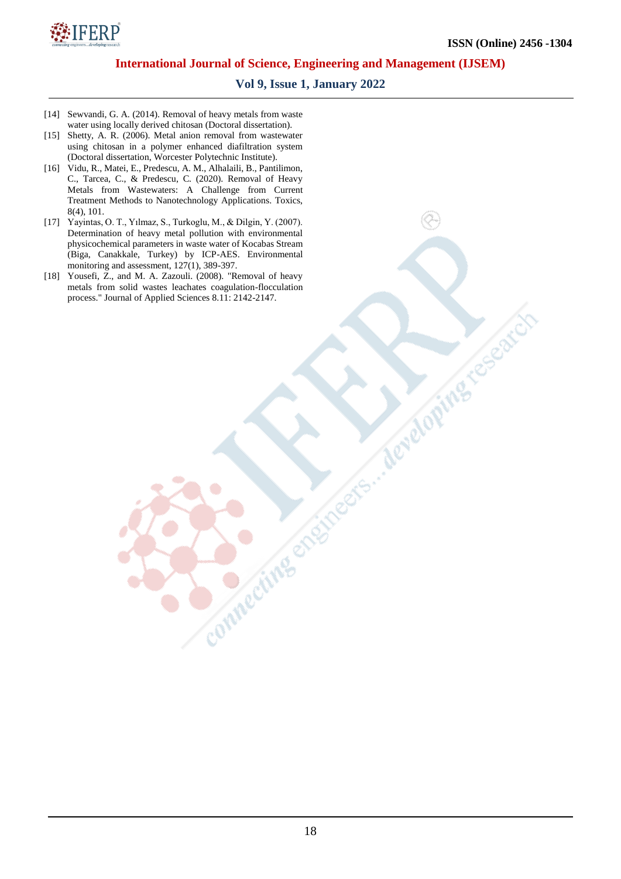[14] Sewvandi, G. A. (2014). Removal of heavy metals from waste water using locally derived chitosan (Doctoral dissertation).

[15] Shetty, A. R. (2006). Metal anion removal from wastewater using chitosan in a polymer enhanced diafiltration system (Doctoral dissertation, Worcester Polytechnic Institute).

[16] Vidu, R., Matei, E., Predescu, A. M., Alhalaili, B., Pantilimon, C., Tarcea, C., & Predescu, C. (2020). Removal of Heavy Metals from Wastewaters: A Challenge from Current Treatment Methods to Nanotechnology Applications. Toxics, 8(4), 101.

[17] Yayintas, O. T., Yılmaz, S., Turkoglu, M., & Dilgin, Y. (2007). Determination of heavy metal pollution with environmental physicochemical parameters in waste water of Kocabas Stream (Biga, Canakkale, Turkey) by ICP-AES. Environmental monitoring and assessment, 127(1), 389-397.

[18] Yousefi, Z., and M. A. Zazouli. (2008). "Removal of heavy metals from solid wastes leachates coagulation-flocculation process." Journal of Applied Sciences 8.11: 2142-2147.